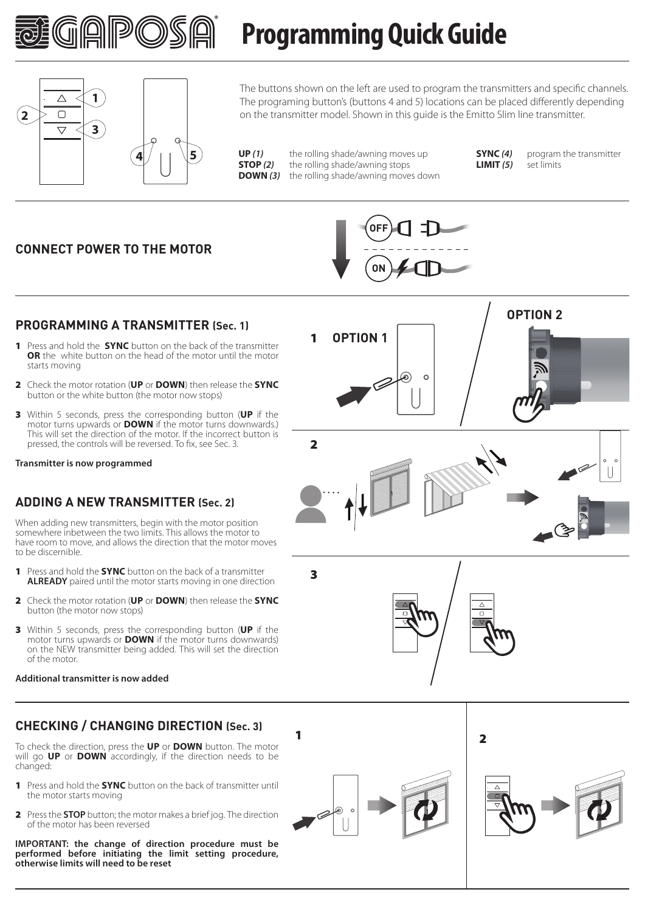# Programming Quick Guide

The buttons shown on the left are used to program the transmitters and specific channels. The programing button's (buttons 4 and 5) locations can be placed differently depending on the transmitter model. Shown in this guide is the Emitto Slim line transmitter.

**UP** *(1)* the rolling shade/awning moves up
**STOP** *(2)* the rolling shade/awning stops
**DOWN** *(3)* the rolling shade/awning moves down

**SYNC** *(4)* program the transmitter
**LIMIT** *(5)* set limits

## CONNECT POWER TO THE MOTOR

OFF
ON

## PROGRAMMING A TRANSMITTER (Sec. 1)

1. Press and hold the **SYNC** button on the back of the transmitter **OR** the white button on the head of the motor until the motor starts moving
2. Check the motor rotation (**UP** or **DOWN**) then release the **SYNC** button or the white button (the motor now stops)
3. Within 5 seconds, press the corresponding button (**UP** if the motor turns upwards or **DOWN** if the motor turns downwards.) This will set the direction of the motor. If the incorrect button is pressed, the controls will be reversed. To fix, see Sec. 3.

**Transmitter is now programmed**

1 OPTION 1 — OPTION 2

## ADDING A NEW TRANSMITTER (Sec. 2)

When adding new transmitters, begin with the motor position somewhere inbetween the two limits. This allows the motor to have room to move, and allows the direction that the motor moves to be discernible.

1. Press and hold the **SYNC** button on the back of a transmitter **ALREADY** paired until the motor starts moving in one direction
2. Check the motor rotation (**UP** or **DOWN**) then release the **SYNC** button (the motor now stops)
3. Within 5 seconds, press the corresponding button (**UP** if the motor turns upwards or **DOWN** if the motor turns downwards) on the NEW transmitter being added. This will set the direction of the motor.

**Additional transmitter is now added**

## CHECKING / CHANGING DIRECTION (Sec. 3)

To check the direction, press the **UP** or **DOWN** button. The motor will go **UP** or **DOWN** accordingly, if the direction needs to be changed:

1. Press and hold the **SYNC** button on the back of transmitter until the motor starts moving
2. Press the **STOP** button; the motor makes a brief jog. The direction of the motor has been reversed

**IMPORTANT: the change of direction procedure must be performed before initiating the limit setting procedure, otherwise limits will need to be reset**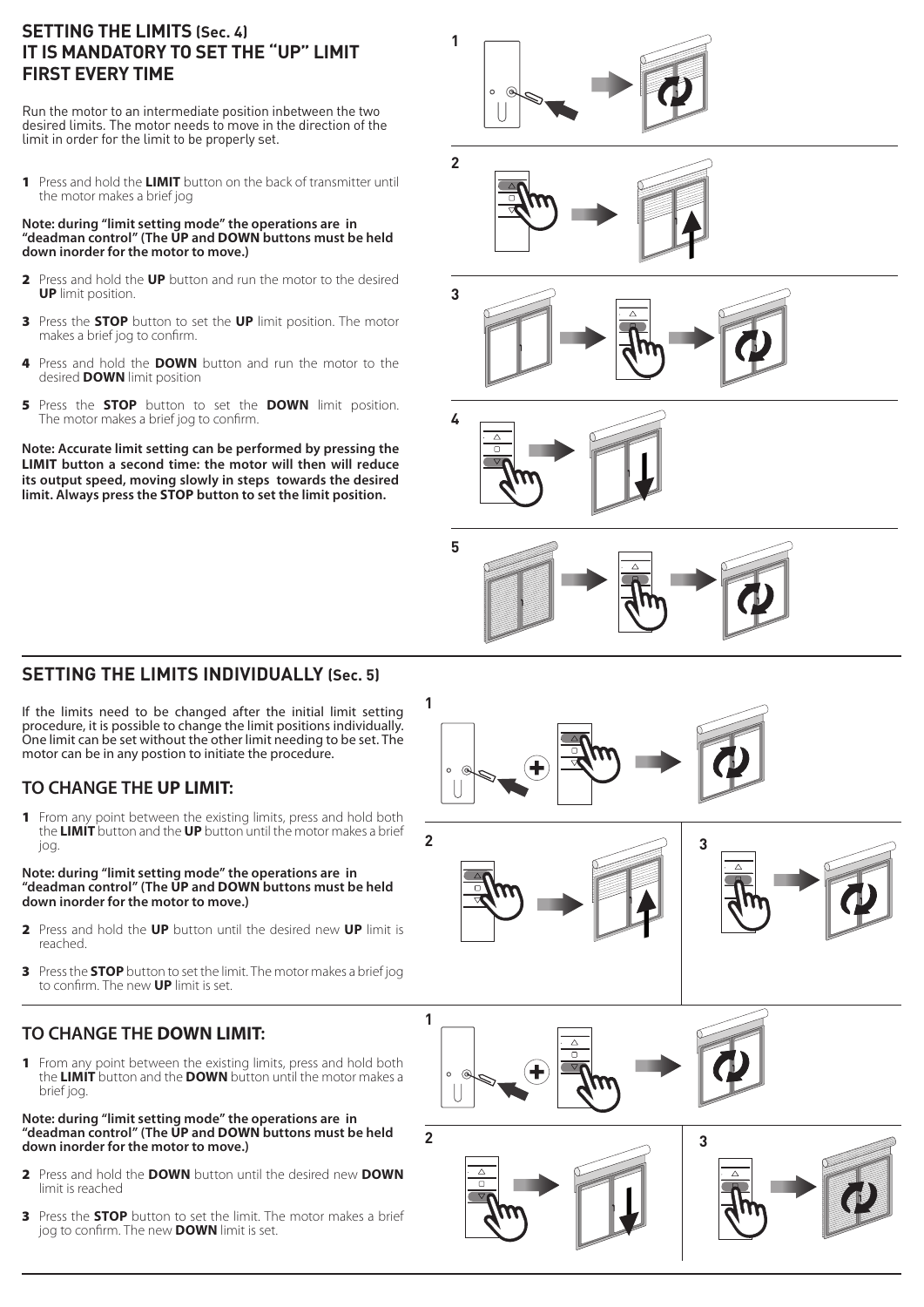## SETTING THE LIMITS (Sec. 4) IT IS MANDATORY TO SET THE "UP" LIMIT FIRST EVERY TIME

Run the motor to an intermediate position inbetween the two desired limits. The motor needs to move in the direction of the limit in order for the limit to be properly set.

**1** Press and hold the **LIMIT** button on the back of transmitter until the motor makes a brief jog

**Note: during "limit setting mode" the operations are in "deadman control" (The UP and DOWN buttons must be held down inorder for the motor to move.)**

**2** Press and hold the **UP** button and run the motor to the desired **UP** limit position.

**3** Press the **STOP** button to set the **UP** limit position. The motor makes a brief jog to confirm.

**4** Press and hold the **DOWN** button and run the motor to the desired **DOWN** limit position

**5** Press the **STOP** button to set the **DOWN** limit position. The motor makes a brief jog to confirm.

**Note: Accurate limit setting can be performed by pressing the LIMIT button a second time: the motor will then will reduce its output speed, moving slowly in steps towards the desired limit. Always press the STOP button to set the limit position.**

## SETTING THE LIMITS INDIVIDUALLY (Sec. 5)

If the limits need to be changed after the initial limit setting procedure, it is possible to change the limit positions individually. One limit can be set without the other limit needing to be set. The motor can be in any postion to initiate the procedure.

### TO CHANGE THE UP LIMIT:

**1** From any point between the existing limits, press and hold both the **LIMIT** button and the **UP** button until the motor makes a brief jog.

**Note: during "limit setting mode" the operations are in "deadman control" (The UP and DOWN buttons must be held down inorder for the motor to move.)**

**2** Press and hold the **UP** button until the desired new **UP** limit is reached.

**3** Press the **STOP** button to set the limit. The motor makes a brief jog to confirm. The new **UP** limit is set.

### TO CHANGE THE DOWN LIMIT:

**1** From any point between the existing limits, press and hold both the **LIMIT** button and the **DOWN** button until the motor makes a brief jog.

**Note: during "limit setting mode" the operations are in "deadman control" (The UP and DOWN buttons must be held down inorder for the motor to move.)**

**2** Press and hold the **DOWN** button until the desired new **DOWN** limit is reached

**3** Press the **STOP** button to set the limit. The motor makes a brief jog to confirm. The new **DOWN** limit is set.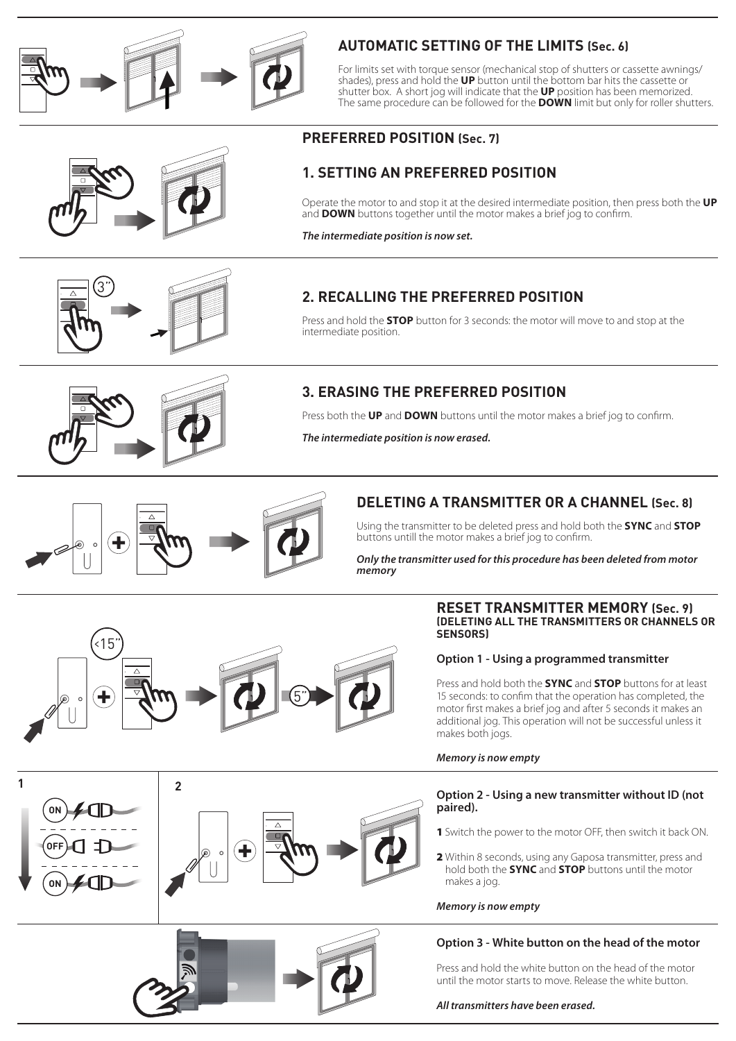## AUTOMATIC SETTING OF THE LIMITS (Sec. 6)

For limits set with torque sensor (mechanical stop of shutters or cassette awnings/ shades), press and hold the **UP** button until the bottom bar hits the cassette or shutter box. A short jog will indicate that the **UP** position has been memorized. The same procedure can be followed for the **DOWN** limit but only for roller shutters.

## PREFERRED POSITION (Sec. 7)

### 1. SETTING AN PREFERRED POSITION

Operate the motor to and stop it at the desired intermediate position, then press both the **UP** and **DOWN** buttons together until the motor makes a brief jog to confirm.

***The intermediate position is now set.***

3''

### 2. RECALLING THE PREFERRED POSITION

Press and hold the **STOP** button for 3 seconds: the motor will move to and stop at the intermediate position.

### 3. ERASING THE PREFERRED POSITION

Press both the **UP** and **DOWN** buttons until the motor makes a brief jog to confirm.

***The intermediate position is now erased.***

## DELETING A TRANSMITTER OR A CHANNEL (Sec. 8)

Using the transmitter to be deleted press and hold both the **SYNC** and **STOP** buttons untill the motor makes a brief jog to confirm.

***Only the transmitter used for this procedure has been deleted from motor memory***

## RESET TRANSMITTER MEMORY (Sec. 9)
### (DELETING ALL THE TRANSMITTERS OR CHANNELS OR SENSORS)

<15''

5''

#### Option 1 - Using a programmed transmitter

Press and hold both the **SYNC** and **STOP** buttons for at least 15 seconds: to confim that the operation has completed, the motor first makes a brief jog and after 5 seconds it makes an additional jog. This operation will not be successful unless it makes both jogs.

***Memory is now empty***

1

ON

OFF

ON

2

#### Option 2 - Using a new transmitter without ID (not paired).

**1** Switch the power to the motor OFF, then switch it back ON.

**2** Within 8 seconds, using any Gaposa transmitter, press and hold both the **SYNC** and **STOP** buttons until the motor makes a jog.

***Memory is now empty***

#### Option 3 - White button on the head of the motor

Press and hold the white button on the head of the motor until the motor starts to move. Release the white button.

***All transmitters have been erased.***